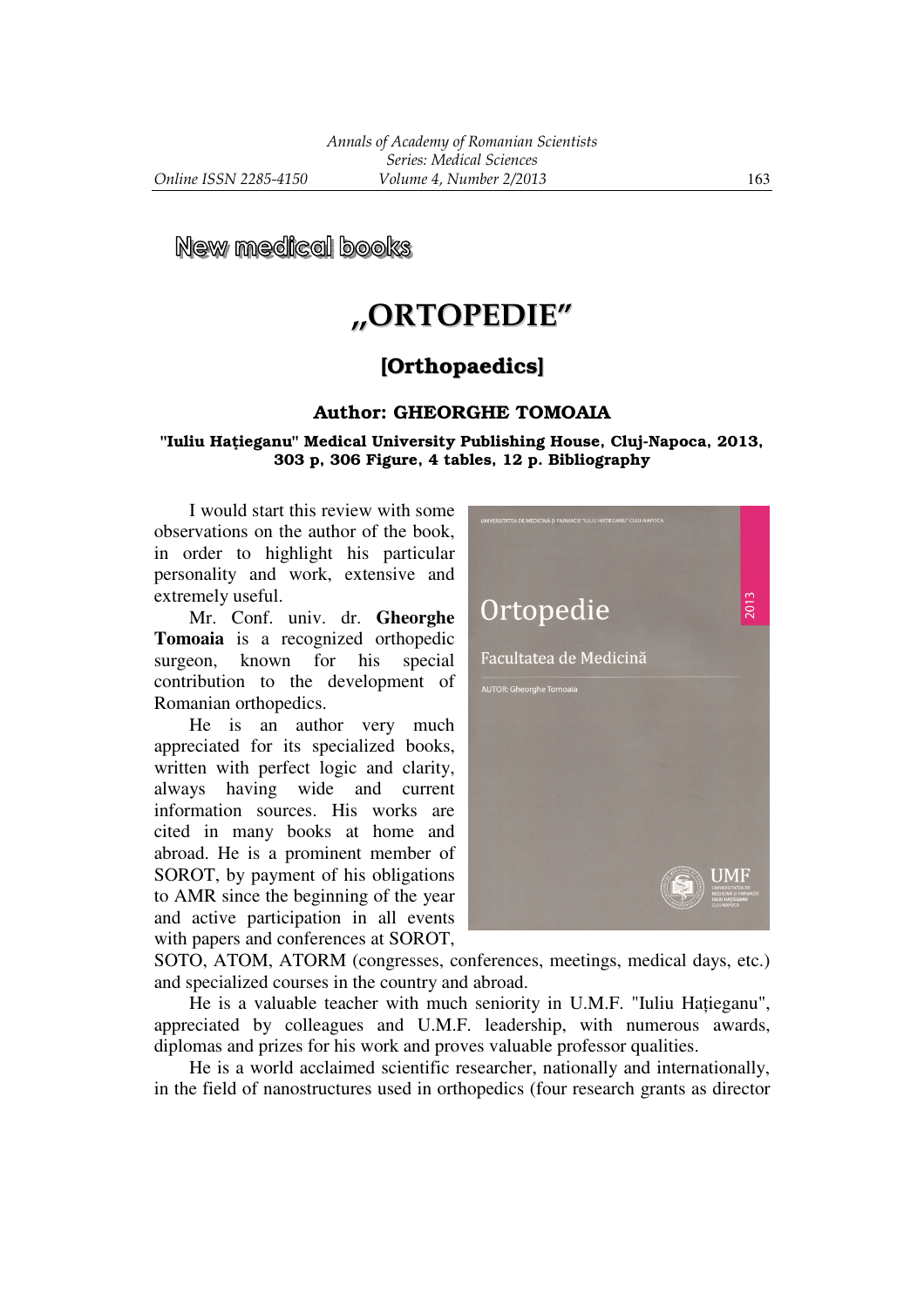## New medical books

# „ORTOPEDIE"

## [Orthopaedics]

### Author: GHEORGHE TOMOAIA

**"Iuliu Hațieganu" Medical University Publishing House, Cluj-Napoca, 2013, 303 p, 306 Figure, 4 tables, 12 p. Bibliography**

I would start this review with some observations on the author of the book, in order to highlight his particular personality and work, extensive and extremely useful.

Mr. Conf. univ. dr. **Gheorghe Tomoaia** is a recognized orthopedic surgeon, known for his special contribution to the development of Romanian orthopedics.

He is an author very much appreciated for its specialized books, written with perfect logic and clarity, always having wide and current information sources. His works are cited in many books at home and abroad. He is a prominent member of SOROT, by payment of his obligations to AMR since the beginning of the year and active participation in all events with papers and conferences at SOROT, SOTO, ATOM, ATORM (congresses, conferences, meetings, medical days, etc.) and specialized courses in the country and abroad.

He is a valuable teacher with much seniority in U.M.F. "Iuliu Hațieganu", appreciated by colleagues and U.M.F. leadership, with numerous awards, diplomas and prizes for his work and proves valuable professor qualities.

He is a world acclaimed scientific researcher, nationally and internationally, in the field of nanostructures used in orthopedics (four research grants as director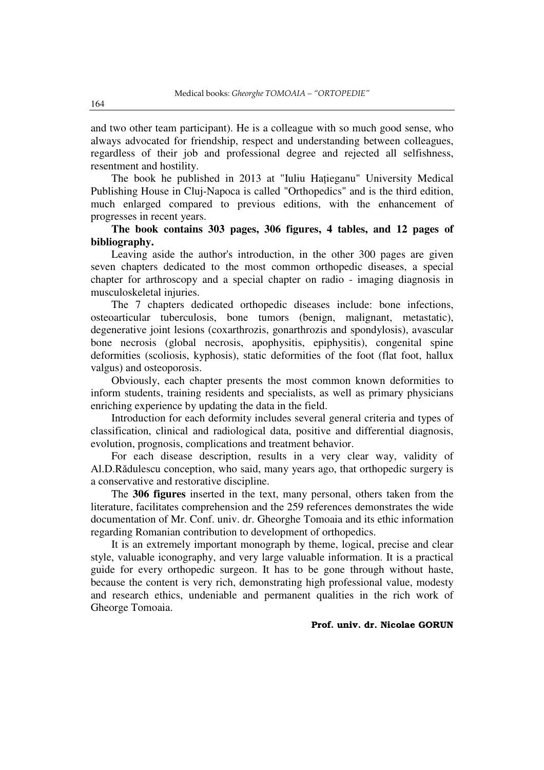and two other team participant). He is a colleague with so much good sense, who always advocated for friendship, respect and understanding between colleagues, regardless of their job and professional degree and rejected all selfishness, resentment and hostility.

The book he published in 2013 at "Iuliu Hațieganu" University Medical Publishing House in Cluj-Napoca is called "Orthopedics" and is the third edition, much enlarged compared to previous editions, with the enhancement of progresses in recent years.

**The book contains 303 pages, 306 figures, 4 tables, and 12 pages of bibliography.**

Leaving aside the author's introduction, in the other 300 pages are given seven chapters dedicated to the most common orthopedic diseases, a special chapter for arthroscopy and a special chapter on radio - imaging diagnosis in musculoskeletal injuries.

The 7 chapters dedicated orthopedic diseases include: bone infections, osteoarticular tuberculosis, bone tumors (benign, malignant, metastatic), degenerative joint lesions (coxarthrozis, gonarthrozis and spondylosis), avascular bone necrosis (global necrosis, apophysitis, epiphysitis), congenital spine deformities (scoliosis, kyphosis), static deformities of the foot (flat foot, hallux valgus) and osteoporosis.

Obviously, each chapter presents the most common known deformities to inform students, training residents and specialists, as well as primary physicians enriching experience by updating the data in the field.

Introduction for each deformity includes several general criteria and types of classification, clinical and radiological data, positive and differential diagnosis, evolution, prognosis, complications and treatment behavior.

For each disease description, results in a very clear way, validity of Al.D.Rădulescu conception, who said, many years ago, that orthopedic surgery is a conservative and restorative discipline.

The **306 figures** inserted in the text, many personal, others taken from the literature, facilitates comprehension and the 259 references demonstrates the wide documentation of Mr. Conf. univ. dr. Gheorghe Tomoaia and its ethic information regarding Romanian contribution to development of orthopedics.

It is an extremely important monograph by theme, logical, precise and clear style, valuable iconography, and very large valuable information. It is a practical guide for every orthopedic surgeon. It has to be gone through without haste, because the content is very rich, demonstrating high professional value, modesty and research ethics, undeniable and permanent qualities in the rich work of Gheorge Tomoaia.

**Prof. univ. dr. Nicolae GORUN**